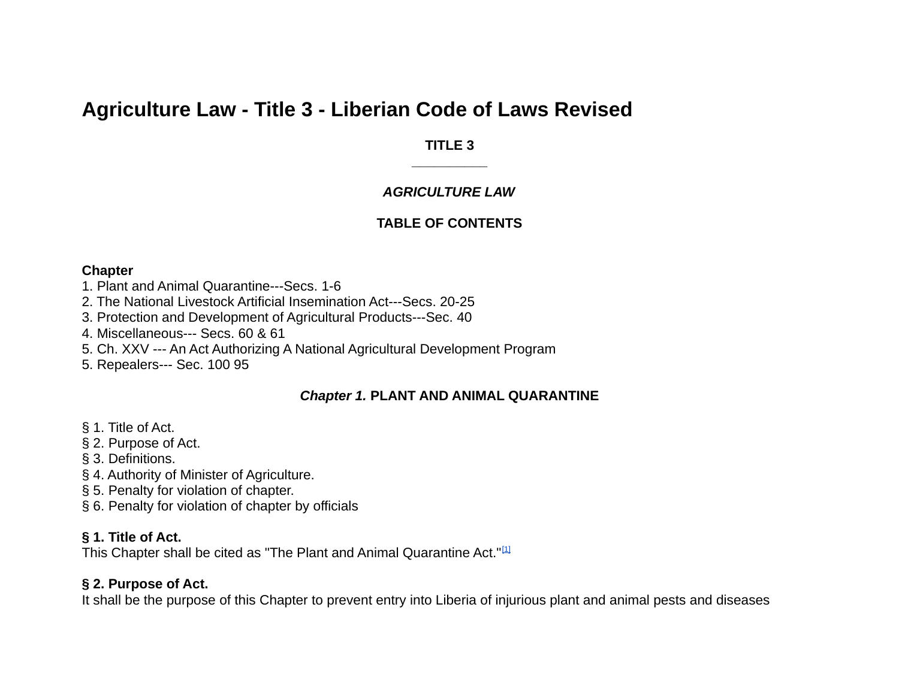# Agriculture Law - Title 3 - Liberian Code of Laws Revised

**TITLE 3**

---

***AGRICULTURE LAW***

**TABLE OF CONTENTS**

**Chapter**
1. Plant and Animal Quarantine---Secs. 1-6
2. The National Livestock Artificial Insemination Act---Secs. 20-25
3. Protection and Development of Agricultural Products---Sec. 40
4. Miscellaneous--- Secs. 60 & 61
5. Ch. XXV --- An Act Authorizing A National Agricultural Development Program
5. Repealers--- Sec. 100 95

## *Chapter 1.* PLANT AND ANIMAL QUARANTINE

§ 1. Title of Act.
§ 2. Purpose of Act.
§ 3. Definitions.
§ 4. Authority of Minister of Agriculture.
§ 5. Penalty for violation of chapter.
§ 6. Penalty for violation of chapter by officials

**§ 1. Title of Act.**
This Chapter shall be cited as "The Plant and Animal Quarantine Act."[1]

**§ 2. Purpose of Act.**
It shall be the purpose of this Chapter to prevent entry into Liberia of injurious plant and animal pests and diseases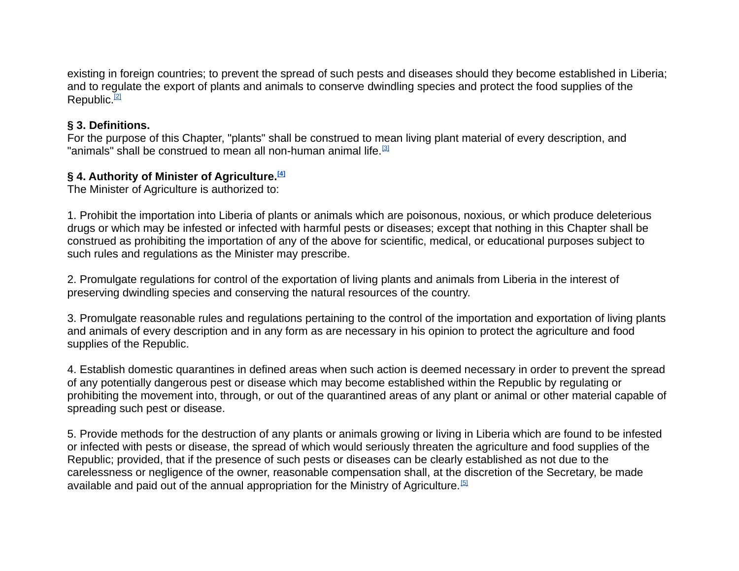existing in foreign countries; to prevent the spread of such pests and diseases should they become established in Liberia; and to regulate the export of plants and animals to conserve dwindling species and protect the food supplies of the Republic.[2]

**§ 3. Definitions.**
For the purpose of this Chapter, "plants" shall be construed to mean living plant material of every description, and "animals" shall be construed to mean all non-human animal life.[3]

**§ 4. Authority of Minister of Agriculture.[4]**
The Minister of Agriculture is authorized to:

1. Prohibit the importation into Liberia of plants or animals which are poisonous, noxious, or which produce deleterious drugs or which may be infested or infected with harmful pests or diseases; except that nothing in this Chapter shall be construed as prohibiting the importation of any of the above for scientific, medical, or educational purposes subject to such rules and regulations as the Minister may prescribe.

2. Promulgate regulations for control of the exportation of living plants and animals from Liberia in the interest of preserving dwindling species and conserving the natural resources of the country.

3. Promulgate reasonable rules and regulations pertaining to the control of the importation and exportation of living plants and animals of every description and in any form as are necessary in his opinion to protect the agriculture and food supplies of the Republic.

4. Establish domestic quarantines in defined areas when such action is deemed necessary in order to prevent the spread of any potentially dangerous pest or disease which may become established within the Republic by regulating or prohibiting the movement into, through, or out of the quarantined areas of any plant or animal or other material capable of spreading such pest or disease.

5. Provide methods for the destruction of any plants or animals growing or living in Liberia which are found to be infested or infected with pests or disease, the spread of which would seriously threaten the agriculture and food supplies of the Republic; provided, that if the presence of such pests or diseases can be clearly established as not due to the carelessness or negligence of the owner, reasonable compensation shall, at the discretion of the Secretary, be made available and paid out of the annual appropriation for the Ministry of Agriculture.[5]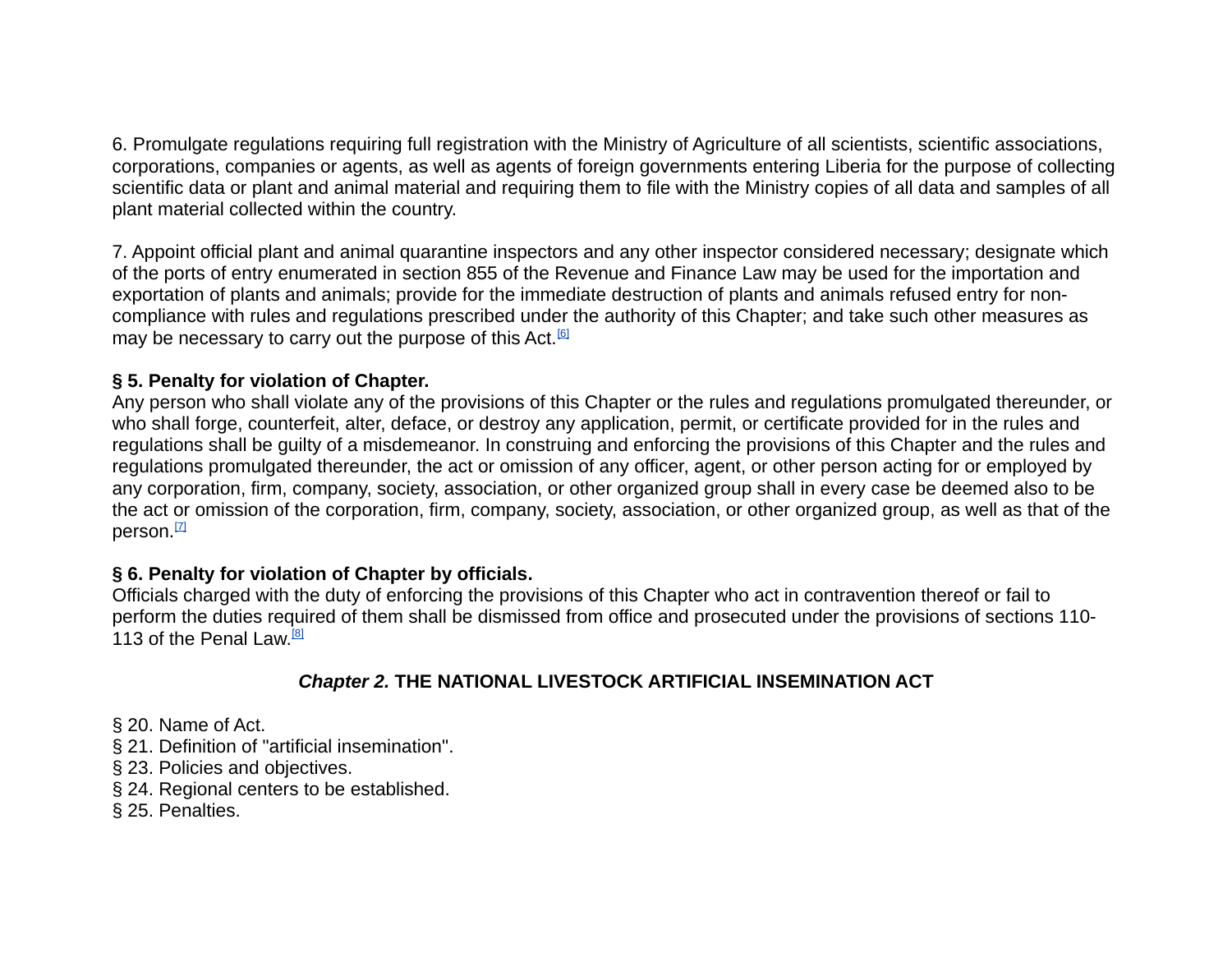6. Promulgate regulations requiring full registration with the Ministry of Agriculture of all scientists, scientific associations, corporations, companies or agents, as well as agents of foreign governments entering Liberia for the purpose of collecting scientific data or plant and animal material and requiring them to file with the Ministry copies of all data and samples of all plant material collected within the country.

7. Appoint official plant and animal quarantine inspectors and any other inspector considered necessary; designate which of the ports of entry enumerated in section 855 of the Revenue and Finance Law may be used for the importation and exportation of plants and animals; provide for the immediate destruction of plants and animals refused entry for non-compliance with rules and regulations prescribed under the authority of this Chapter; and take such other measures as may be necessary to carry out the purpose of this Act.[6]

**§ 5. Penalty for violation of Chapter.**
Any person who shall violate any of the provisions of this Chapter or the rules and regulations promulgated thereunder, or who shall forge, counterfeit, alter, deface, or destroy any application, permit, or certificate provided for in the rules and regulations shall be guilty of a misdemeanor. In construing and enforcing the provisions of this Chapter and the rules and regulations promulgated thereunder, the act or omission of any officer, agent, or other person acting for or employed by any corporation, firm, company, society, association, or other organized group shall in every case be deemed also to be the act or omission of the corporation, firm, company, society, association, or other organized group, as well as that of the person.[7]

**§ 6. Penalty for violation of Chapter by officials.**
Officials charged with the duty of enforcing the provisions of this Chapter who act in contravention thereof or fail to perform the duties required of them shall be dismissed from office and prosecuted under the provisions of sections 110-113 of the Penal Law.[8]

## *Chapter 2.* THE NATIONAL LIVESTOCK ARTIFICIAL INSEMINATION ACT

§ 20. Name of Act.
§ 21. Definition of "artificial insemination".
§ 23. Policies and objectives.
§ 24. Regional centers to be established.
§ 25. Penalties.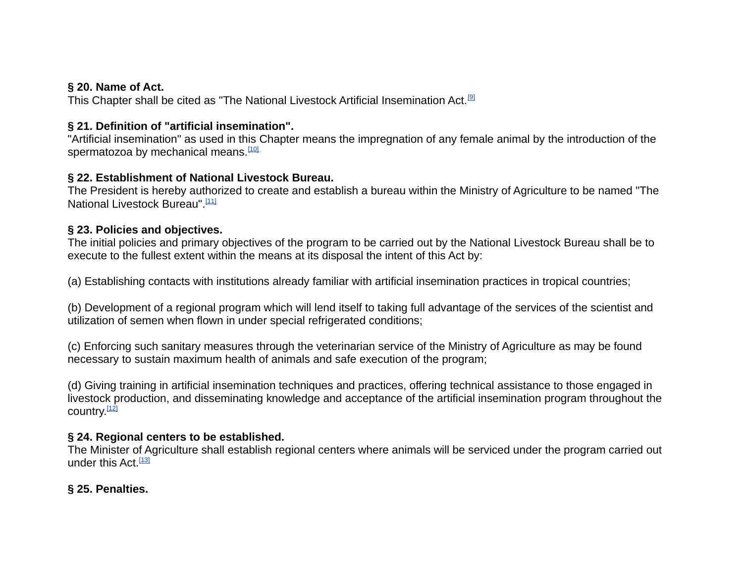**§ 20. Name of Act.**
This Chapter shall be cited as "The National Livestock Artificial Insemination Act.[9]

**§ 21. Definition of "artificial insemination".**
"Artificial insemination" as used in this Chapter means the impregnation of any female animal by the introduction of the spermatozoa by mechanical means.[10]

**§ 22. Establishment of National Livestock Bureau.**
The President is hereby authorized to create and establish a bureau within the Ministry of Agriculture to be named "The National Livestock Bureau".[11]

**§ 23. Policies and objectives.**
The initial policies and primary objectives of the program to be carried out by the National Livestock Bureau shall be to execute to the fullest extent within the means at its disposal the intent of this Act by:

(a) Establishing contacts with institutions already familiar with artificial insemination practices in tropical countries;

(b) Development of a regional program which will lend itself to taking full advantage of the services of the scientist and utilization of semen when flown in under special refrigerated conditions;

(c) Enforcing such sanitary measures through the veterinarian service of the Ministry of Agriculture as may be found necessary to sustain maximum health of animals and safe execution of the program;

(d) Giving training in artificial insemination techniques and practices, offering technical assistance to those engaged in livestock production, and disseminating knowledge and acceptance of the artificial insemination program throughout the country.[12]

**§ 24. Regional centers to be established.**
The Minister of Agriculture shall establish regional centers where animals will be serviced under the program carried out under this Act.[13]

**§ 25. Penalties.**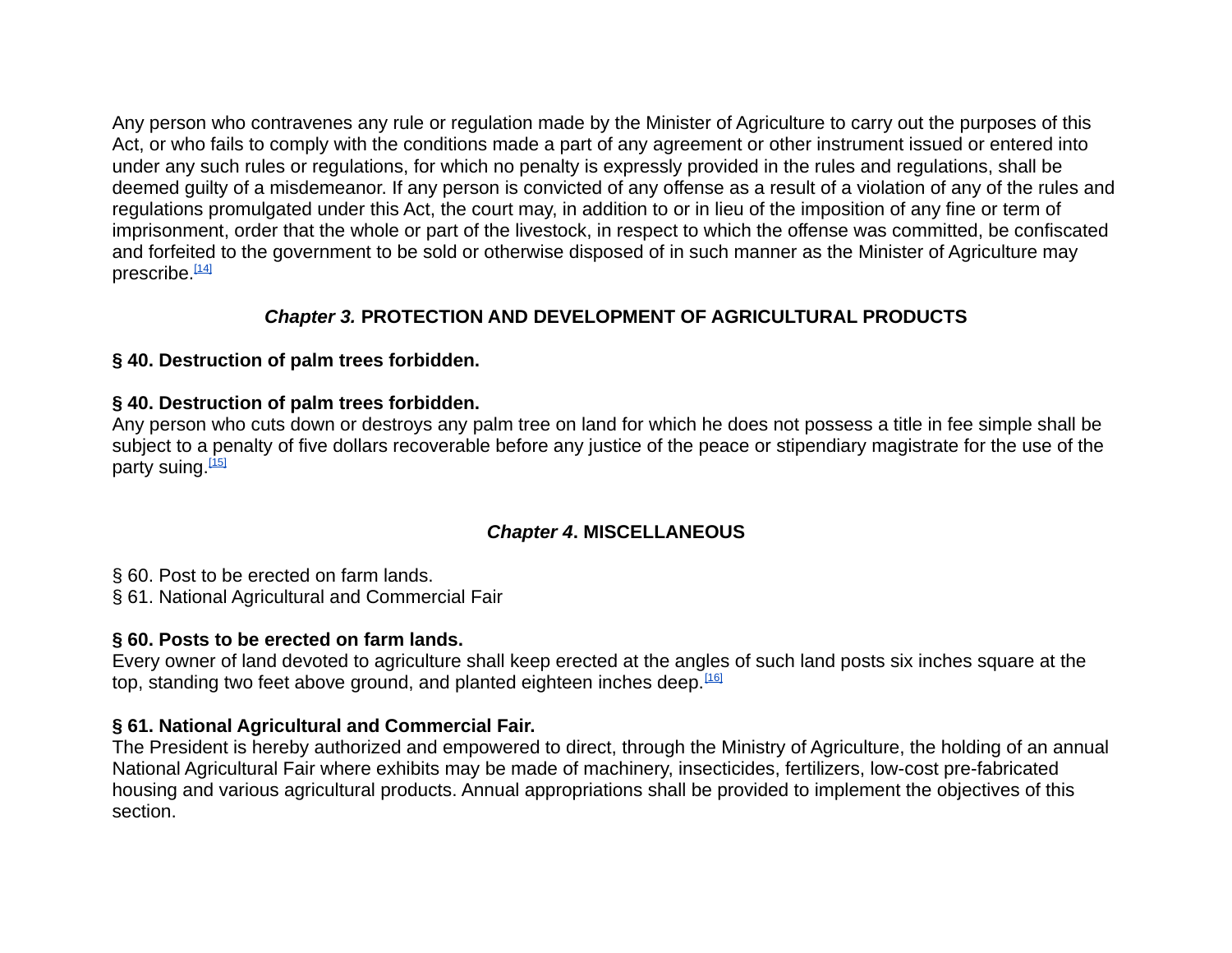Any person who contravenes any rule or regulation made by the Minister of Agriculture to carry out the purposes of this Act, or who fails to comply with the conditions made a part of any agreement or other instrument issued or entered into under any such rules or regulations, for which no penalty is expressly provided in the rules and regulations, shall be deemed guilty of a misdemeanor. If any person is convicted of any offense as a result of a violation of any of the rules and regulations promulgated under this Act, the court may, in addition to or in lieu of the imposition of any fine or term of imprisonment, order that the whole or part of the livestock, in respect to which the offense was committed, be confiscated and forfeited to the government to be sold or otherwise disposed of in such manner as the Minister of Agriculture may prescribe.[14]

## *Chapter 3.* PROTECTION AND DEVELOPMENT OF AGRICULTURAL PRODUCTS

**§ 40. Destruction of palm trees forbidden.**

**§ 40. Destruction of palm trees forbidden.**
Any person who cuts down or destroys any palm tree on land for which he does not possess a title in fee simple shall be subject to a penalty of five dollars recoverable before any justice of the peace or stipendiary magistrate for the use of the party suing.[15]

## *Chapter 4*. MISCELLANEOUS

§ 60. Post to be erected on farm lands.
§ 61. National Agricultural and Commercial Fair

**§ 60. Posts to be erected on farm lands.**
Every owner of land devoted to agriculture shall keep erected at the angles of such land posts six inches square at the top, standing two feet above ground, and planted eighteen inches deep.[16]

**§ 61. National Agricultural and Commercial Fair.**
The President is hereby authorized and empowered to direct, through the Ministry of Agriculture, the holding of an annual National Agricultural Fair where exhibits may be made of machinery, insecticides, fertilizers, low-cost pre-fabricated housing and various agricultural products. Annual appropriations shall be provided to implement the objectives of this section.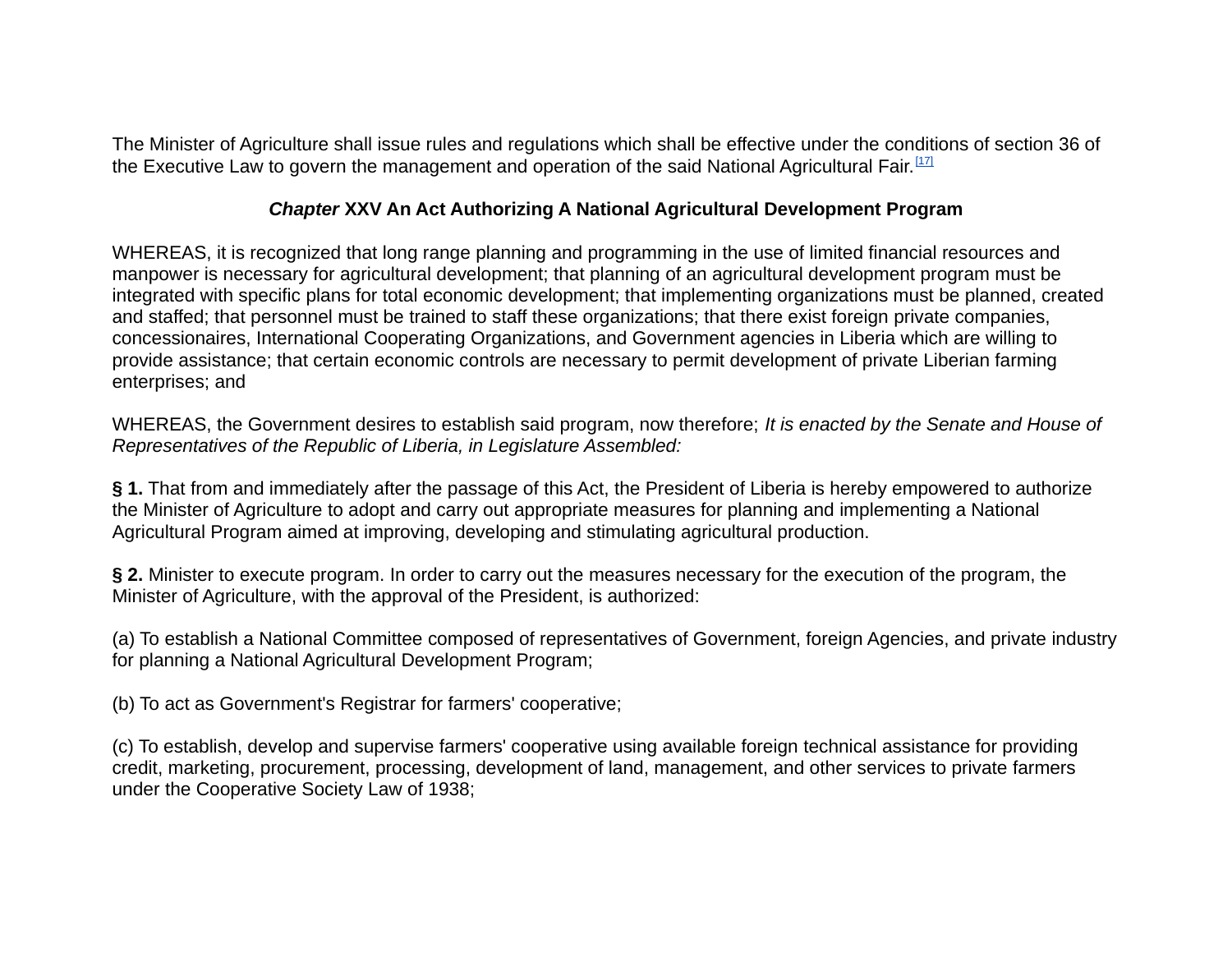The Minister of Agriculture shall issue rules and regulations which shall be effective under the conditions of section 36 of the Executive Law to govern the management and operation of the said National Agricultural Fair.[17]

### *Chapter* XXV An Act Authorizing A National Agricultural Development Program

WHEREAS, it is recognized that long range planning and programming in the use of limited financial resources and manpower is necessary for agricultural development; that planning of an agricultural development program must be integrated with specific plans for total economic development; that implementing organizations must be planned, created and staffed; that personnel must be trained to staff these organizations; that there exist foreign private companies, concessionaires, International Cooperating Organizations, and Government agencies in Liberia which are willing to provide assistance; that certain economic controls are necessary to permit development of private Liberian farming enterprises; and

WHEREAS, the Government desires to establish said program, now therefore; *It is enacted by the Senate and House of Representatives of the Republic of Liberia, in Legislature Assembled:*

**§ 1.** That from and immediately after the passage of this Act, the President of Liberia is hereby empowered to authorize the Minister of Agriculture to adopt and carry out appropriate measures for planning and implementing a National Agricultural Program aimed at improving, developing and stimulating agricultural production.

**§ 2.** Minister to execute program. In order to carry out the measures necessary for the execution of the program, the Minister of Agriculture, with the approval of the President, is authorized:

(a) To establish a National Committee composed of representatives of Government, foreign Agencies, and private industry for planning a National Agricultural Development Program;

(b) To act as Government's Registrar for farmers' cooperative;

(c) To establish, develop and supervise farmers' cooperative using available foreign technical assistance for providing credit, marketing, procurement, processing, development of land, management, and other services to private farmers under the Cooperative Society Law of 1938;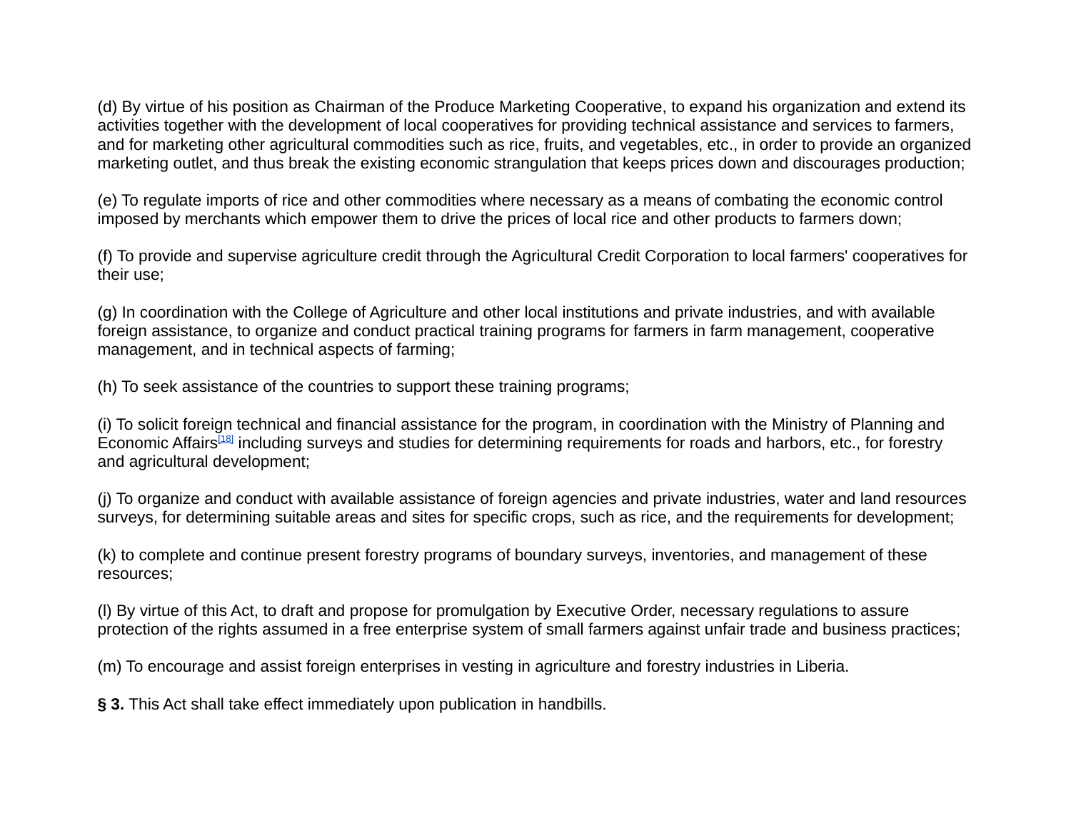(d) By virtue of his position as Chairman of the Produce Marketing Cooperative, to expand his organization and extend its activities together with the development of local cooperatives for providing technical assistance and services to farmers, and for marketing other agricultural commodities such as rice, fruits, and vegetables, etc., in order to provide an organized marketing outlet, and thus break the existing economic strangulation that keeps prices down and discourages production;

(e) To regulate imports of rice and other commodities where necessary as a means of combating the economic control imposed by merchants which empower them to drive the prices of local rice and other products to farmers down;

(f) To provide and supervise agriculture credit through the Agricultural Credit Corporation to local farmers' cooperatives for their use;

(g) In coordination with the College of Agriculture and other local institutions and private industries, and with available foreign assistance, to organize and conduct practical training programs for farmers in farm management, cooperative management, and in technical aspects of farming;

(h) To seek assistance of the countries to support these training programs;

(i) To solicit foreign technical and financial assistance for the program, in coordination with the Ministry of Planning and Economic Affairs[18] including surveys and studies for determining requirements for roads and harbors, etc., for forestry and agricultural development;

(j) To organize and conduct with available assistance of foreign agencies and private industries, water and land resources surveys, for determining suitable areas and sites for specific crops, such as rice, and the requirements for development;

(k) to complete and continue present forestry programs of boundary surveys, inventories, and management of these resources;

(l) By virtue of this Act, to draft and propose for promulgation by Executive Order, necessary regulations to assure protection of the rights assumed in a free enterprise system of small farmers against unfair trade and business practices;

(m) To encourage and assist foreign enterprises in vesting in agriculture and forestry industries in Liberia.

**§ 3.** This Act shall take effect immediately upon publication in handbills.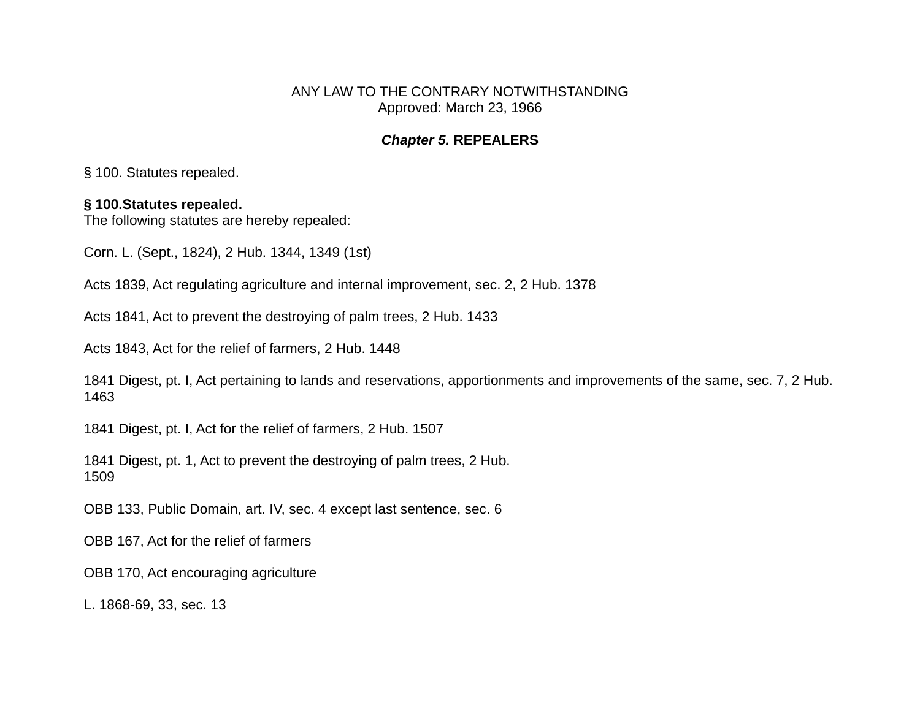ANY LAW TO THE CONTRARY NOTWITHSTANDING
Approved: March 23, 1966

## *Chapter 5.* REPEALERS

§ 100. Statutes repealed.

**§ 100.Statutes repealed.**
The following statutes are hereby repealed:

Corn. L. (Sept., 1824), 2 Hub. 1344, 1349 (1st)

Acts 1839, Act regulating agriculture and internal improvement, sec. 2, 2 Hub. 1378

Acts 1841, Act to prevent the destroying of palm trees, 2 Hub. 1433

Acts 1843, Act for the relief of farmers, 2 Hub. 1448

1841 Digest, pt. I, Act pertaining to lands and reservations, apportionments and improvements of the same, sec. 7, 2 Hub. 1463

1841 Digest, pt. I, Act for the relief of farmers, 2 Hub. 1507

1841 Digest, pt. 1, Act to prevent the destroying of palm trees, 2 Hub. 1509

OBB 133, Public Domain, art. IV, sec. 4 except last sentence, sec. 6

OBB 167, Act for the relief of farmers

OBB 170, Act encouraging agriculture

L. 1868-69, 33, sec. 13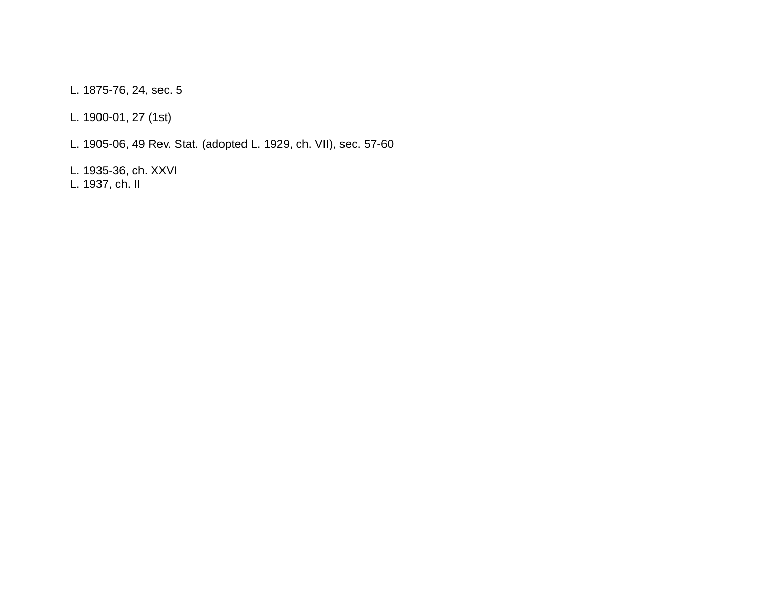L. 1875-76, 24, sec. 5

L. 1900-01, 27 (1st)

L. 1905-06, 49 Rev. Stat. (adopted L. 1929, ch. VII), sec. 57-60

L. 1935-36, ch. XXVI
L. 1937, ch. II